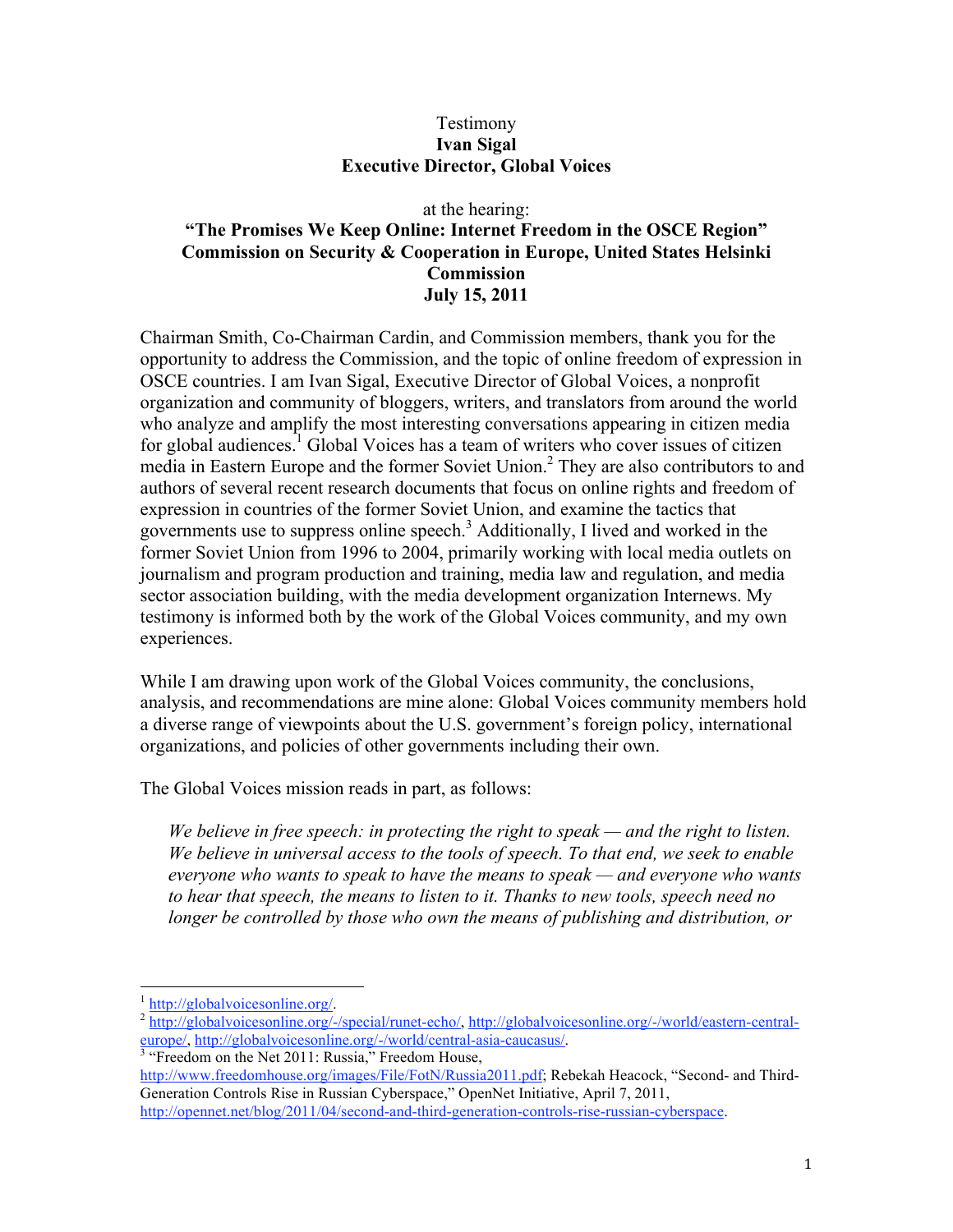Testimony

**Ivan Sigal**

**Executive Director, Global Voices**

at the hearing:

**"The Promises We Keep Online: Internet Freedom in the OSCE Region"**
**Commission on Security & Cooperation in Europe, United States Helsinki Commission**
**July 15, 2011**

Chairman Smith, Co-Chairman Cardin, and Commission members, thank you for the opportunity to address the Commission, and the topic of online freedom of expression in OSCE countries. I am Ivan Sigal, Executive Director of Global Voices, a nonprofit organization and community of bloggers, writers, and translators from around the world who analyze and amplify the most interesting conversations appearing in citizen media for global audiences.[1] Global Voices has a team of writers who cover issues of citizen media in Eastern Europe and the former Soviet Union.[2] They are also contributors to and authors of several recent research documents that focus on online rights and freedom of expression in countries of the former Soviet Union, and examine the tactics that governments use to suppress online speech.[3] Additionally, I lived and worked in the former Soviet Union from 1996 to 2004, primarily working with local media outlets on journalism and program production and training, media law and regulation, and media sector association building, with the media development organization Internews. My testimony is informed both by the work of the Global Voices community, and my own experiences.

While I am drawing upon work of the Global Voices community, the conclusions, analysis, and recommendations are mine alone: Global Voices community members hold a diverse range of viewpoints about the U.S. government's foreign policy, international organizations, and policies of other governments including their own.

The Global Voices mission reads in part, as follows:

> *We believe in free speech: in protecting the right to speak — and the right to listen. We believe in universal access to the tools of speech. To that end, we seek to enable everyone who wants to speak to have the means to speak — and everyone who wants to hear that speech, the means to listen to it. Thanks to new tools, speech need no longer be controlled by those who own the means of publishing and distribution, or*

---

[1] http://globalvoicesonline.org/.

[2] http://globalvoicesonline.org/-/special/runet-echo/, http://globalvoicesonline.org/-/world/eastern-central-europe/, http://globalvoicesonline.org/-/world/central-asia-caucasus/.

[3] "Freedom on the Net 2011: Russia," Freedom House, http://www.freedomhouse.org/images/File/FotN/Russia2011.pdf; Rebekah Heacock, "Second- and Third-Generation Controls Rise in Russian Cyberspace," OpenNet Initiative, April 7, 2011, http://opennet.net/blog/2011/04/second-and-third-generation-controls-rise-russian-cyberspace.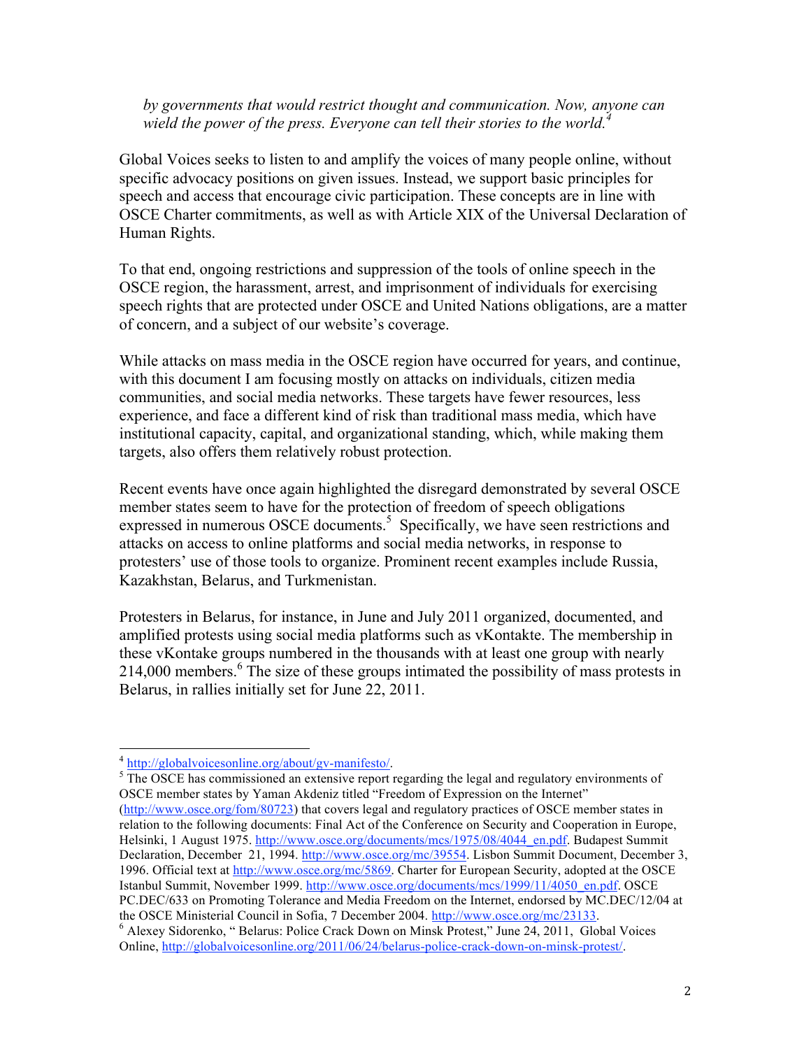*by governments that would restrict thought and communication. Now, anyone can wield the power of the press. Everyone can tell their stories to the world.*[4]

Global Voices seeks to listen to and amplify the voices of many people online, without specific advocacy positions on given issues. Instead, we support basic principles for speech and access that encourage civic participation. These concepts are in line with OSCE Charter commitments, as well as with Article XIX of the Universal Declaration of Human Rights.

To that end, ongoing restrictions and suppression of the tools of online speech in the OSCE region, the harassment, arrest, and imprisonment of individuals for exercising speech rights that are protected under OSCE and United Nations obligations, are a matter of concern, and a subject of our website's coverage.

While attacks on mass media in the OSCE region have occurred for years, and continue, with this document I am focusing mostly on attacks on individuals, citizen media communities, and social media networks. These targets have fewer resources, less experience, and face a different kind of risk than traditional mass media, which have institutional capacity, capital, and organizational standing, which, while making them targets, also offers them relatively robust protection.

Recent events have once again highlighted the disregard demonstrated by several OSCE member states seem to have for the protection of freedom of speech obligations expressed in numerous OSCE documents.[5] Specifically, we have seen restrictions and attacks on access to online platforms and social media networks, in response to protesters' use of those tools to organize. Prominent recent examples include Russia, Kazakhstan, Belarus, and Turkmenistan.

Protesters in Belarus, for instance, in June and July 2011 organized, documented, and amplified protests using social media platforms such as vKontakte. The membership in these vKontake groups numbered in the thousands with at least one group with nearly 214,000 members.[6] The size of these groups intimated the possibility of mass protests in Belarus, in rallies initially set for June 22, 2011.

---

[4] http://globalvoicesonline.org/about/gv-manifesto/.

[5] The OSCE has commissioned an extensive report regarding the legal and regulatory environments of OSCE member states by Yaman Akdeniz titled "Freedom of Expression on the Internet" (http://www.osce.org/fom/80723) that covers legal and regulatory practices of OSCE member states in relation to the following documents: Final Act of the Conference on Security and Cooperation in Europe, Helsinki, 1 August 1975. http://www.osce.org/documents/mcs/1975/08/4044_en.pdf. Budapest Summit Declaration, December 21, 1994. http://www.osce.org/mc/39554. Lisbon Summit Document, December 3, 1996. Official text at http://www.osce.org/mc/5869. Charter for European Security, adopted at the OSCE Istanbul Summit, November 1999. http://www.osce.org/documents/mcs/1999/11/4050_en.pdf. OSCE PC.DEC/633 on Promoting Tolerance and Media Freedom on the Internet, endorsed by MC.DEC/12/04 at the OSCE Ministerial Council in Sofia, 7 December 2004. http://www.osce.org/mc/23133.

[6] Alexey Sidorenko, " Belarus: Police Crack Down on Minsk Protest," June 24, 2011, Global Voices Online, http://globalvoicesonline.org/2011/06/24/belarus-police-crack-down-on-minsk-protest/.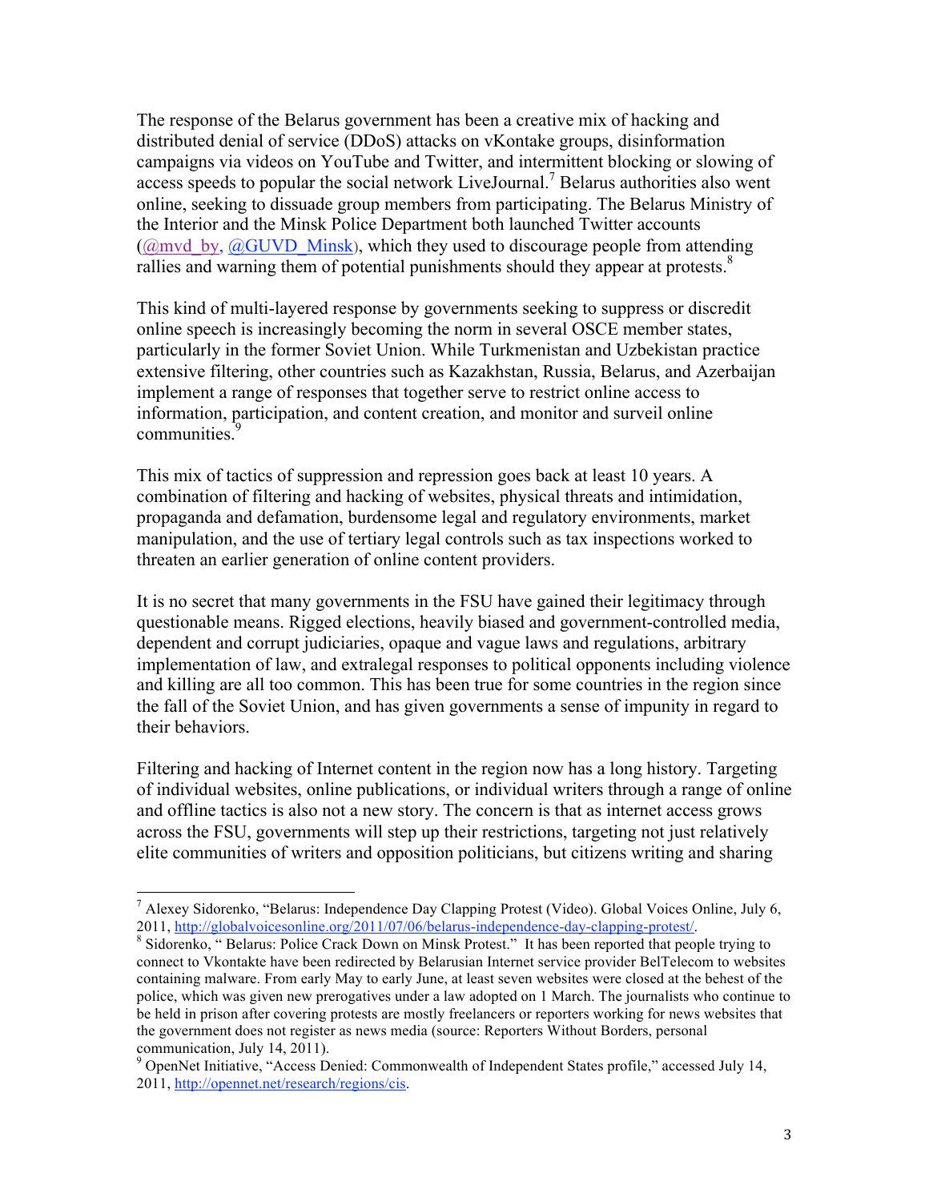The response of the Belarus government has been a creative mix of hacking and distributed denial of service (DDoS) attacks on vKontake groups, disinformation campaigns via videos on YouTube and Twitter, and intermittent blocking or slowing of access speeds to popular the social network LiveJournal.[7] Belarus authorities also went online, seeking to dissuade group members from participating. The Belarus Ministry of the Interior and the Minsk Police Department both launched Twitter accounts (@mvd_by, @GUVD_Minsk), which they used to discourage people from attending rallies and warning them of potential punishments should they appear at protests.[8]

This kind of multi-layered response by governments seeking to suppress or discredit online speech is increasingly becoming the norm in several OSCE member states, particularly in the former Soviet Union. While Turkmenistan and Uzbekistan practice extensive filtering, other countries such as Kazakhstan, Russia, Belarus, and Azerbaijan implement a range of responses that together serve to restrict online access to information, participation, and content creation, and monitor and surveil online communities.[9]

This mix of tactics of suppression and repression goes back at least 10 years. A combination of filtering and hacking of websites, physical threats and intimidation, propaganda and defamation, burdensome legal and regulatory environments, market manipulation, and the use of tertiary legal controls such as tax inspections worked to threaten an earlier generation of online content providers.

It is no secret that many governments in the FSU have gained their legitimacy through questionable means. Rigged elections, heavily biased and government-controlled media, dependent and corrupt judiciaries, opaque and vague laws and regulations, arbitrary implementation of law, and extralegal responses to political opponents including violence and killing are all too common. This has been true for some countries in the region since the fall of the Soviet Union, and has given governments a sense of impunity in regard to their behaviors.

Filtering and hacking of Internet content in the region now has a long history. Targeting of individual websites, online publications, or individual writers through a range of online and offline tactics is also not a new story. The concern is that as internet access grows across the FSU, governments will step up their restrictions, targeting not just relatively elite communities of writers and opposition politicians, but citizens writing and sharing

---

[7] Alexey Sidorenko, "Belarus: Independence Day Clapping Protest (Video). Global Voices Online, July 6, 2011, http://globalvoicesonline.org/2011/07/06/belarus-independence-day-clapping-protest/.

[8] Sidorenko, " Belarus: Police Crack Down on Minsk Protest." It has been reported that people trying to connect to Vkontakte have been redirected by Belarusian Internet service provider BelTelecom to websites containing malware. From early May to early June, at least seven websites were closed at the behest of the police, which was given new prerogatives under a law adopted on 1 March. The journalists who continue to be held in prison after covering protests are mostly freelancers or reporters working for news websites that the government does not register as news media (source: Reporters Without Borders, personal communication, July 14, 2011).

[9] OpenNet Initiative, "Access Denied: Commonwealth of Independent States profile," accessed July 14, 2011, http://opennet.net/research/regions/cis.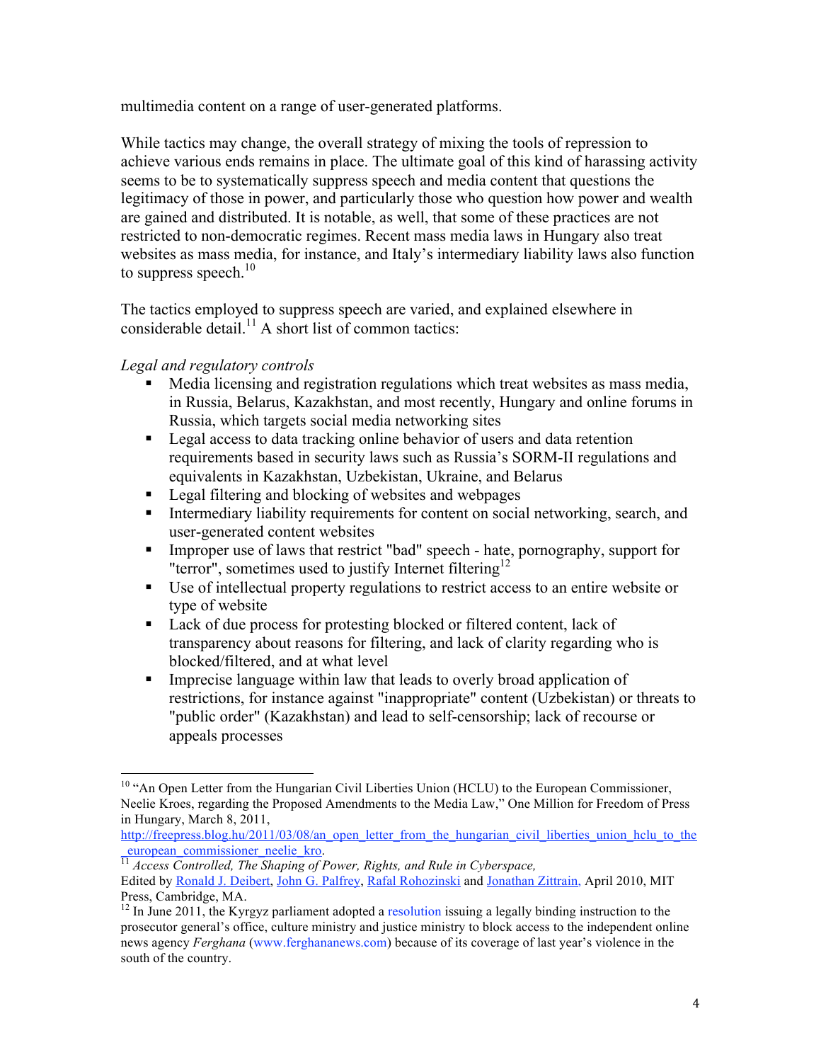multimedia content on a range of user-generated platforms.

While tactics may change, the overall strategy of mixing the tools of repression to achieve various ends remains in place. The ultimate goal of this kind of harassing activity seems to be to systematically suppress speech and media content that questions the legitimacy of those in power, and particularly those who question how power and wealth are gained and distributed. It is notable, as well, that some of these practices are not restricted to non-democratic regimes. Recent mass media laws in Hungary also treat websites as mass media, for instance, and Italy's intermediary liability laws also function to suppress speech.[10]

The tactics employed to suppress speech are varied, and explained elsewhere in considerable detail.[11] A short list of common tactics:

*Legal and regulatory controls*

- Media licensing and registration regulations which treat websites as mass media, in Russia, Belarus, Kazakhstan, and most recently, Hungary and online forums in Russia, which targets social media networking sites
- Legal access to data tracking online behavior of users and data retention requirements based in security laws such as Russia's SORM-II regulations and equivalents in Kazakhstan, Uzbekistan, Ukraine, and Belarus
- Legal filtering and blocking of websites and webpages
- Intermediary liability requirements for content on social networking, search, and user-generated content websites
- Improper use of laws that restrict "bad" speech - hate, pornography, support for "terror", sometimes used to justify Internet filtering[12]
- Use of intellectual property regulations to restrict access to an entire website or type of website
- Lack of due process for protesting blocked or filtered content, lack of transparency about reasons for filtering, and lack of clarity regarding who is blocked/filtered, and at what level
- Imprecise language within law that leads to overly broad application of restrictions, for instance against "inappropriate" content (Uzbekistan) or threats to "public order" (Kazakhstan) and lead to self-censorship; lack of recourse or appeals processes

---

[10] "An Open Letter from the Hungarian Civil Liberties Union (HCLU) to the European Commissioner, Neelie Kroes, regarding the Proposed Amendments to the Media Law," One Million for Freedom of Press in Hungary, March 8, 2011, http://freepress.blog.hu/2011/03/08/an_open_letter_from_the_hungarian_civil_liberties_union_hclu_to_the_european_commissioner_neelie_kro.

[11] *Access Controlled, The Shaping of Power, Rights, and Rule in Cyberspace,* Edited by Ronald J. Deibert, John G. Palfrey, Rafal Rohozinski and Jonathan Zittrain, April 2010, MIT Press, Cambridge, MA.

[12] In June 2011, the Kyrgyz parliament adopted a resolution issuing a legally binding instruction to the prosecutor general's office, culture ministry and justice ministry to block access to the independent online news agency *Ferghana* (www.ferghananews.com) because of its coverage of last year's violence in the south of the country.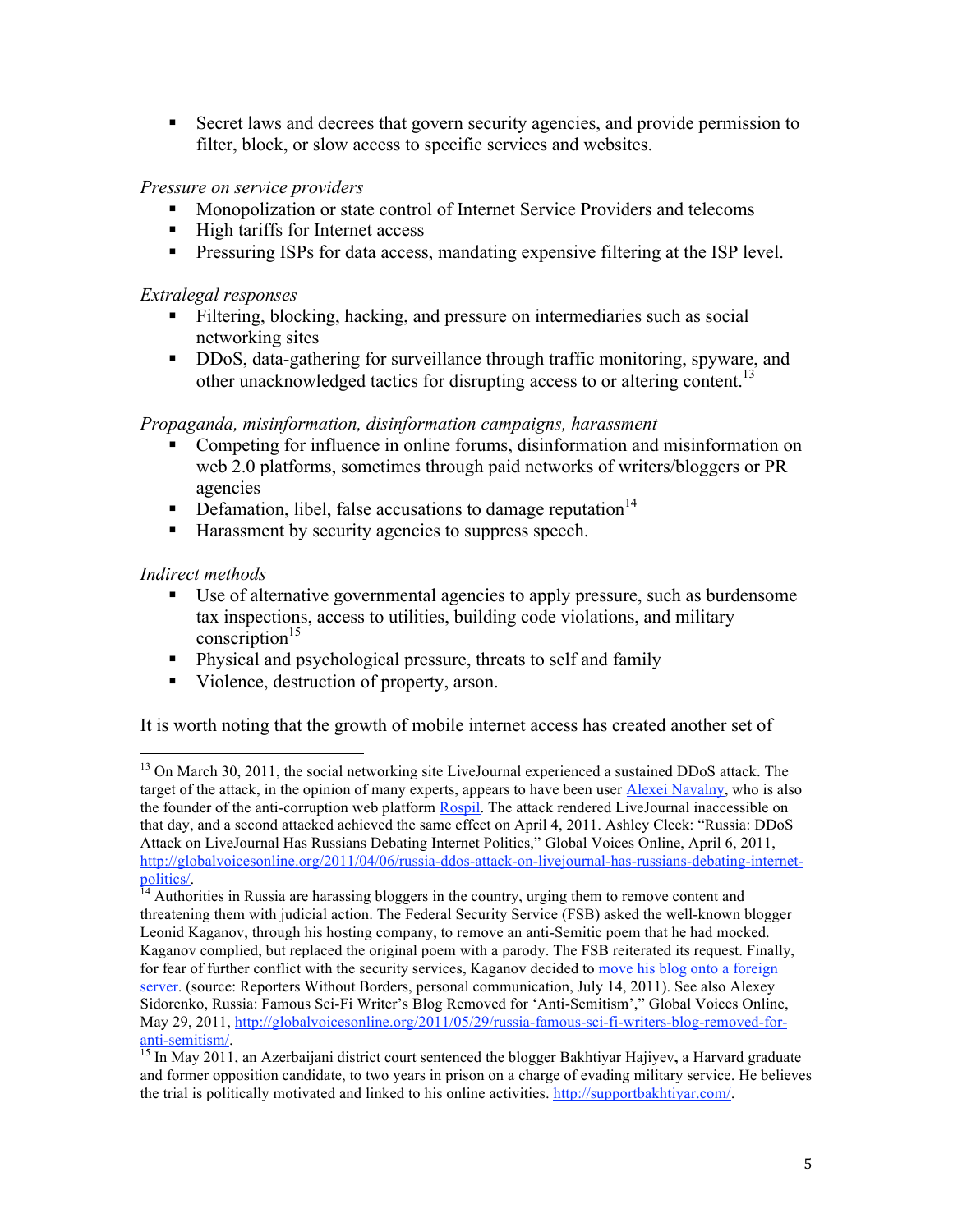- Secret laws and decrees that govern security agencies, and provide permission to filter, block, or slow access to specific services and websites.

*Pressure on service providers*

- Monopolization or state control of Internet Service Providers and telecoms
- High tariffs for Internet access
- Pressuring ISPs for data access, mandating expensive filtering at the ISP level.

*Extralegal responses*

- Filtering, blocking, hacking, and pressure on intermediaries such as social networking sites
- DDoS, data-gathering for surveillance through traffic monitoring, spyware, and other unacknowledged tactics for disrupting access to or altering content.[13]

*Propaganda, misinformation, disinformation campaigns, harassment*

- Competing for influence in online forums, disinformation and misinformation on web 2.0 platforms, sometimes through paid networks of writers/bloggers or PR agencies
- Defamation, libel, false accusations to damage reputation[14]
- Harassment by security agencies to suppress speech.

*Indirect methods*

- Use of alternative governmental agencies to apply pressure, such as burdensome tax inspections, access to utilities, building code violations, and military conscription[15]
- Physical and psychological pressure, threats to self and family
- Violence, destruction of property, arson.

It is worth noting that the growth of mobile internet access has created another set of

---

[13] On March 30, 2011, the social networking site LiveJournal experienced a sustained DDoS attack. The target of the attack, in the opinion of many experts, appears to have been user Alexei Navalny, who is also the founder of the anti-corruption web platform Rospil. The attack rendered LiveJournal inaccessible on that day, and a second attacked achieved the same effect on April 4, 2011. Ashley Cleek: "Russia: DDoS Attack on LiveJournal Has Russians Debating Internet Politics," Global Voices Online, April 6, 2011, http://globalvoicesonline.org/2011/04/06/russia-ddos-attack-on-livejournal-has-russians-debating-internet-politics/.

[14] Authorities in Russia are harassing bloggers in the country, urging them to remove content and threatening them with judicial action. The Federal Security Service (FSB) asked the well-known blogger Leonid Kaganov, through his hosting company, to remove an anti-Semitic poem that he had mocked. Kaganov complied, but replaced the original poem with a parody. The FSB reiterated its request. Finally, for fear of further conflict with the security services, Kaganov decided to move his blog onto a foreign server. (source: Reporters Without Borders, personal communication, July 14, 2011). See also Alexey Sidorenko, Russia: Famous Sci-Fi Writer's Blog Removed for 'Anti-Semitism'," Global Voices Online, May 29, 2011, http://globalvoicesonline.org/2011/05/29/russia-famous-sci-fi-writers-blog-removed-for-anti-semitism/.

[15] In May 2011, an Azerbaijani district court sentenced the blogger Bakhtiyar Hajiyev, a Harvard graduate and former opposition candidate, to two years in prison on a charge of evading military service. He believes the trial is politically motivated and linked to his online activities. http://supportbakhtiyar.com/.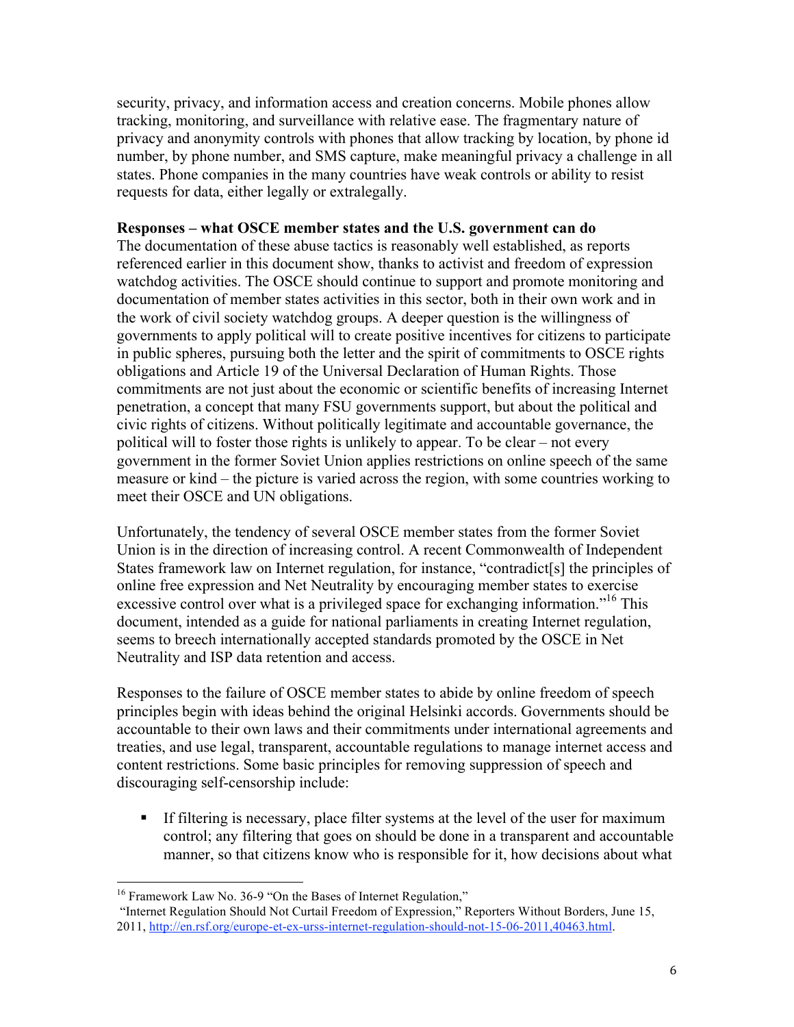security, privacy, and information access and creation concerns. Mobile phones allow tracking, monitoring, and surveillance with relative ease. The fragmentary nature of privacy and anonymity controls with phones that allow tracking by location, by phone id number, by phone number, and SMS capture, make meaningful privacy a challenge in all states. Phone companies in the many countries have weak controls or ability to resist requests for data, either legally or extralegally.

**Responses – what OSCE member states and the U.S. government can do**

The documentation of these abuse tactics is reasonably well established, as reports referenced earlier in this document show, thanks to activist and freedom of expression watchdog activities. The OSCE should continue to support and promote monitoring and documentation of member states activities in this sector, both in their own work and in the work of civil society watchdog groups. A deeper question is the willingness of governments to apply political will to create positive incentives for citizens to participate in public spheres, pursuing both the letter and the spirit of commitments to OSCE rights obligations and Article 19 of the Universal Declaration of Human Rights. Those commitments are not just about the economic or scientific benefits of increasing Internet penetration, a concept that many FSU governments support, but about the political and civic rights of citizens. Without politically legitimate and accountable governance, the political will to foster those rights is unlikely to appear. To be clear – not every government in the former Soviet Union applies restrictions on online speech of the same measure or kind – the picture is varied across the region, with some countries working to meet their OSCE and UN obligations.

Unfortunately, the tendency of several OSCE member states from the former Soviet Union is in the direction of increasing control. A recent Commonwealth of Independent States framework law on Internet regulation, for instance, "contradict[s] the principles of online free expression and Net Neutrality by encouraging member states to exercise excessive control over what is a privileged space for exchanging information."[16] This document, intended as a guide for national parliaments in creating Internet regulation, seems to breech internationally accepted standards promoted by the OSCE in Net Neutrality and ISP data retention and access.

Responses to the failure of OSCE member states to abide by online freedom of speech principles begin with ideas behind the original Helsinki accords. Governments should be accountable to their own laws and their commitments under international agreements and treaties, and use legal, transparent, accountable regulations to manage internet access and content restrictions. Some basic principles for removing suppression of speech and discouraging self-censorship include:

- If filtering is necessary, place filter systems at the level of the user for maximum control; any filtering that goes on should be done in a transparent and accountable manner, so that citizens know who is responsible for it, how decisions about what

---

[16] Framework Law No. 36-9 "On the Bases of Internet Regulation,"
"Internet Regulation Should Not Curtail Freedom of Expression," Reporters Without Borders, June 15, 2011, http://en.rsf.org/europe-et-ex-urss-internet-regulation-should-not-15-06-2011,40463.html.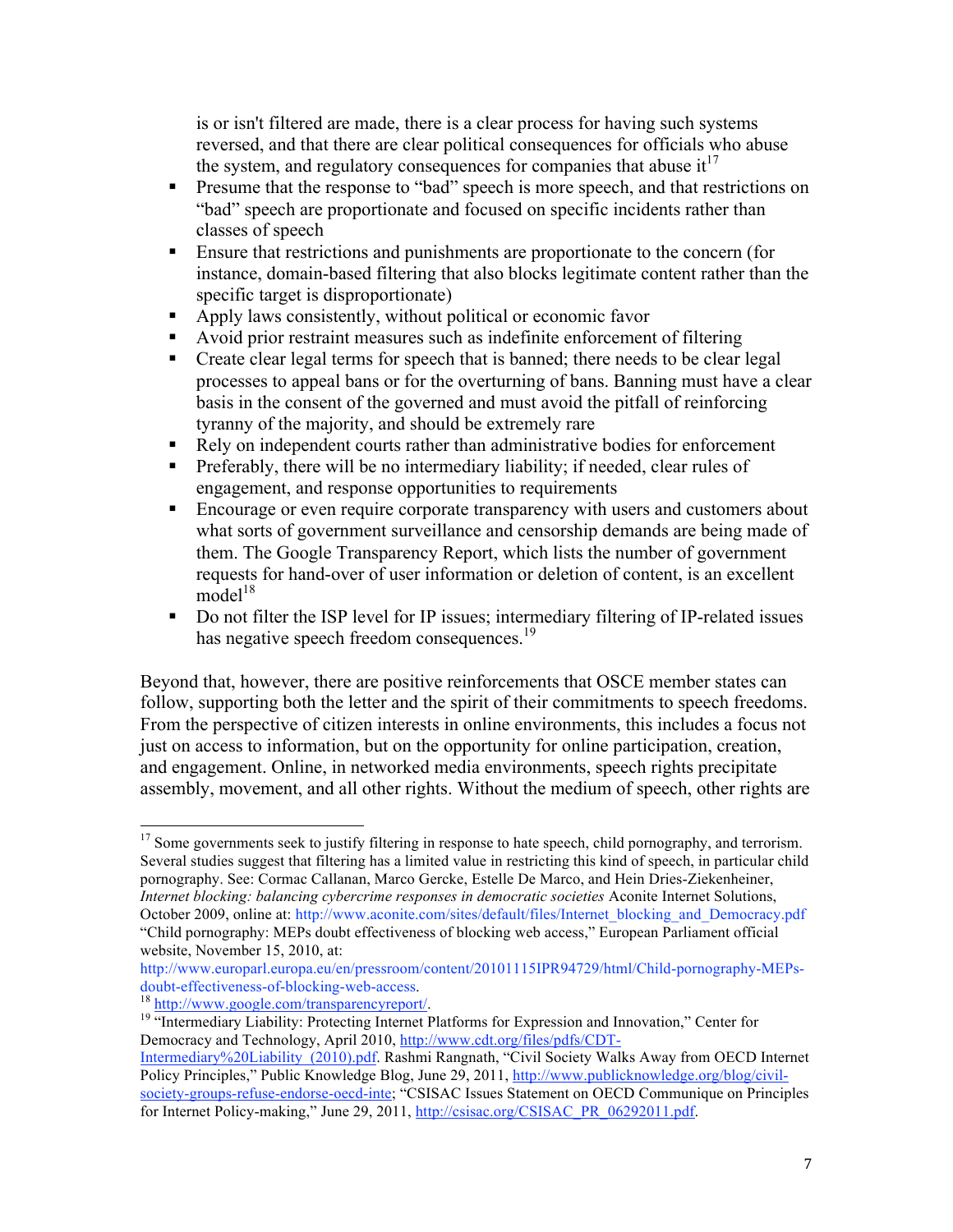is or isn't filtered are made, there is a clear process for having such systems reversed, and that there are clear political consequences for officials who abuse the system, and regulatory consequences for companies that abuse it[17]

- Presume that the response to "bad" speech is more speech, and that restrictions on "bad" speech are proportionate and focused on specific incidents rather than classes of speech
- Ensure that restrictions and punishments are proportionate to the concern (for instance, domain-based filtering that also blocks legitimate content rather than the specific target is disproportionate)
- Apply laws consistently, without political or economic favor
- Avoid prior restraint measures such as indefinite enforcement of filtering
- Create clear legal terms for speech that is banned; there needs to be clear legal processes to appeal bans or for the overturning of bans. Banning must have a clear basis in the consent of the governed and must avoid the pitfall of reinforcing tyranny of the majority, and should be extremely rare
- Rely on independent courts rather than administrative bodies for enforcement
- Preferably, there will be no intermediary liability; if needed, clear rules of engagement, and response opportunities to requirements
- Encourage or even require corporate transparency with users and customers about what sorts of government surveillance and censorship demands are being made of them. The Google Transparency Report, which lists the number of government requests for hand-over of user information or deletion of content, is an excellent model[18]
- Do not filter the ISP level for IP issues; intermediary filtering of IP-related issues has negative speech freedom consequences.[19]

Beyond that, however, there are positive reinforcements that OSCE member states can follow, supporting both the letter and the spirit of their commitments to speech freedoms. From the perspective of citizen interests in online environments, this includes a focus not just on access to information, but on the opportunity for online participation, creation, and engagement. Online, in networked media environments, speech rights precipitate assembly, movement, and all other rights. Without the medium of speech, other rights are

---

[17] Some governments seek to justify filtering in response to hate speech, child pornography, and terrorism. Several studies suggest that filtering has a limited value in restricting this kind of speech, in particular child pornography. See: Cormac Callanan, Marco Gercke, Estelle De Marco, and Hein Dries-Ziekenheiner, *Internet blocking: balancing cybercrime responses in democratic societies* Aconite Internet Solutions, October 2009, online at: http://www.aconite.com/sites/default/files/Internet_blocking_and_Democracy.pdf "Child pornography: MEPs doubt effectiveness of blocking web access," European Parliament official website, November 15, 2010, at: http://www.europarl.europa.eu/en/pressroom/content/20101115IPR94729/html/Child-pornography-MEPs-doubt-effectiveness-of-blocking-web-access.

[18] http://www.google.com/transparencyreport/.

[19] "Intermediary Liability: Protecting Internet Platforms for Expression and Innovation," Center for Democracy and Technology, April 2010, http://www.cdt.org/files/pdfs/CDT-Intermediary%20Liability_(2010).pdf. Rashmi Rangnath, "Civil Society Walks Away from OECD Internet Policy Principles," Public Knowledge Blog, June 29, 2011, http://www.publicknowledge.org/blog/civil-society-groups-refuse-endorse-oecd-inte; "CSISAC Issues Statement on OECD Communique on Principles for Internet Policy-making," June 29, 2011, http://csisac.org/CSISAC_PR_06292011.pdf.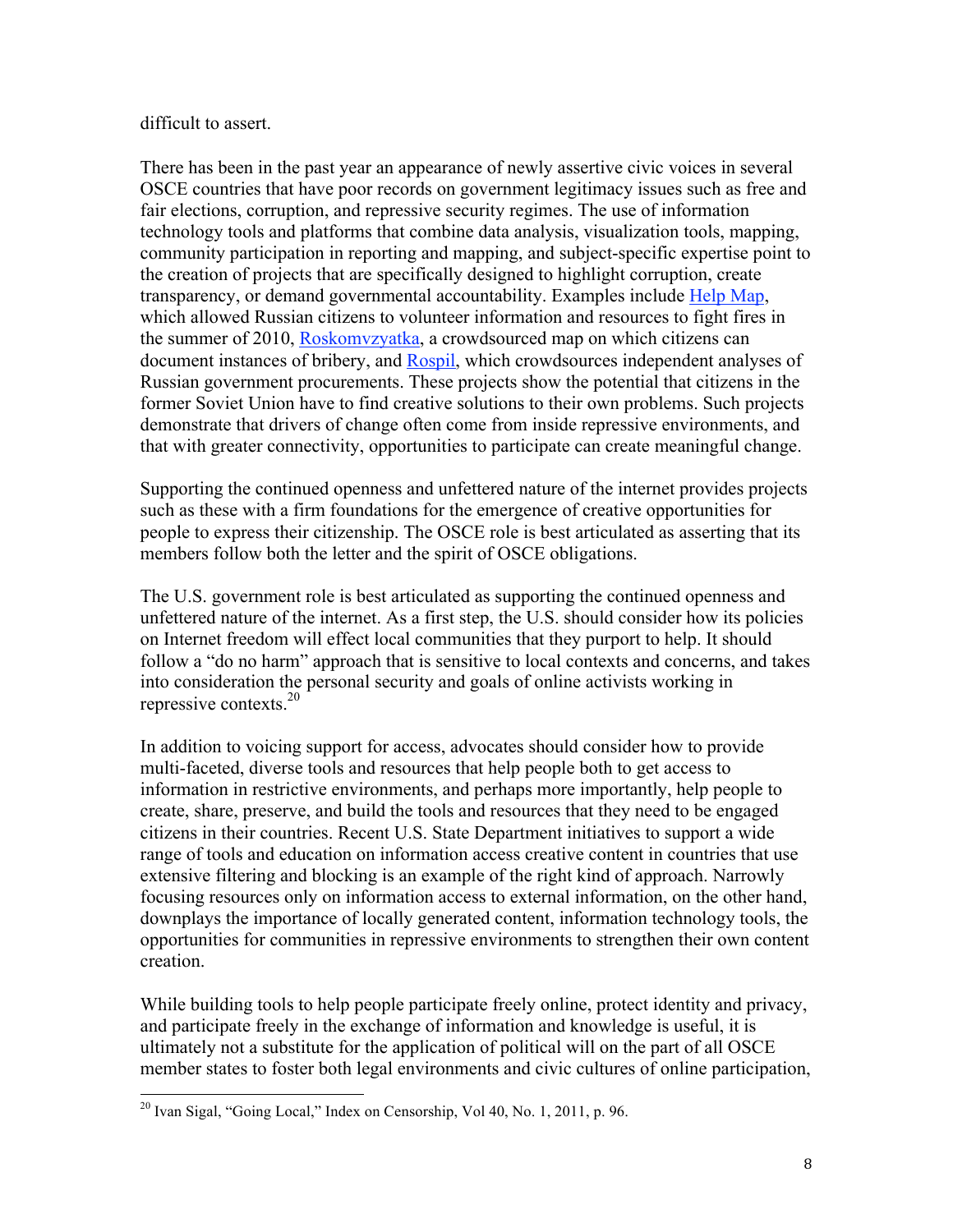difficult to assert.

There has been in the past year an appearance of newly assertive civic voices in several OSCE countries that have poor records on government legitimacy issues such as free and fair elections, corruption, and repressive security regimes. The use of information technology tools and platforms that combine data analysis, visualization tools, mapping, community participation in reporting and mapping, and subject-specific expertise point to the creation of projects that are specifically designed to highlight corruption, create transparency, or demand governmental accountability. Examples include Help Map, which allowed Russian citizens to volunteer information and resources to fight fires in the summer of 2010, Roskomvzyatka, a crowdsourced map on which citizens can document instances of bribery, and Rospil, which crowdsources independent analyses of Russian government procurements. These projects show the potential that citizens in the former Soviet Union have to find creative solutions to their own problems. Such projects demonstrate that drivers of change often come from inside repressive environments, and that with greater connectivity, opportunities to participate can create meaningful change.

Supporting the continued openness and unfettered nature of the internet provides projects such as these with a firm foundations for the emergence of creative opportunities for people to express their citizenship. The OSCE role is best articulated as asserting that its members follow both the letter and the spirit of OSCE obligations.

The U.S. government role is best articulated as supporting the continued openness and unfettered nature of the internet. As a first step, the U.S. should consider how its policies on Internet freedom will effect local communities that they purport to help. It should follow a "do no harm" approach that is sensitive to local contexts and concerns, and takes into consideration the personal security and goals of online activists working in repressive contexts.[20]

In addition to voicing support for access, advocates should consider how to provide multi-faceted, diverse tools and resources that help people both to get access to information in restrictive environments, and perhaps more importantly, help people to create, share, preserve, and build the tools and resources that they need to be engaged citizens in their countries. Recent U.S. State Department initiatives to support a wide range of tools and education on information access creative content in countries that use extensive filtering and blocking is an example of the right kind of approach. Narrowly focusing resources only on information access to external information, on the other hand, downplays the importance of locally generated content, information technology tools, the opportunities for communities in repressive environments to strengthen their own content creation.

While building tools to help people participate freely online, protect identity and privacy, and participate freely in the exchange of information and knowledge is useful, it is ultimately not a substitute for the application of political will on the part of all OSCE member states to foster both legal environments and civic cultures of online participation,

[20] Ivan Sigal, "Going Local," Index on Censorship, Vol 40, No. 1, 2011, p. 96.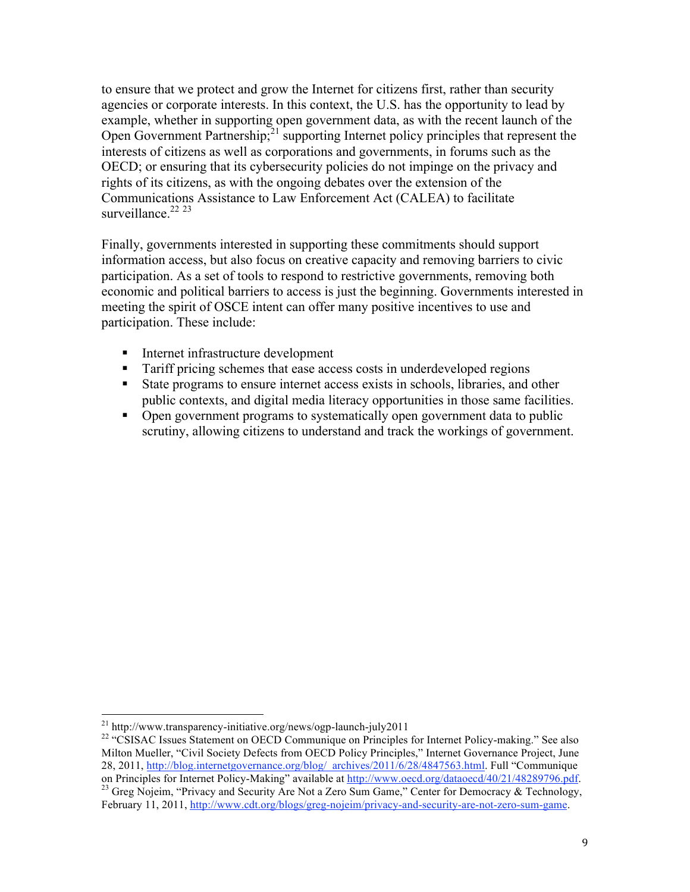to ensure that we protect and grow the Internet for citizens first, rather than security agencies or corporate interests. In this context, the U.S. has the opportunity to lead by example, whether in supporting open government data, as with the recent launch of the Open Government Partnership;[21] supporting Internet policy principles that represent the interests of citizens as well as corporations and governments, in forums such as the OECD; or ensuring that its cybersecurity policies do not impinge on the privacy and rights of its citizens, as with the ongoing debates over the extension of the Communications Assistance to Law Enforcement Act (CALEA) to facilitate surveillance.[22] [23]

Finally, governments interested in supporting these commitments should support information access, but also focus on creative capacity and removing barriers to civic participation. As a set of tools to respond to restrictive governments, removing both economic and political barriers to access is just the beginning. Governments interested in meeting the spirit of OSCE intent can offer many positive incentives to use and participation. These include:

- Internet infrastructure development
- Tariff pricing schemes that ease access costs in underdeveloped regions
- State programs to ensure internet access exists in schools, libraries, and other public contexts, and digital media literacy opportunities in those same facilities.
- Open government programs to systematically open government data to public scrutiny, allowing citizens to understand and track the workings of government.

---

[21] http://www.transparency-initiative.org/news/ogp-launch-july2011

[22] "CSISAC Issues Statement on OECD Communique on Principles for Internet Policy-making." See also Milton Mueller, "Civil Society Defects from OECD Policy Principles," Internet Governance Project, June 28, 2011, http://blog.internetgovernance.org/blog/_archives/2011/6/28/4847563.html. Full "Communique on Principles for Internet Policy-Making" available at http://www.oecd.org/dataoecd/40/21/48289796.pdf.

[23] Greg Nojeim, "Privacy and Security Are Not a Zero Sum Game," Center for Democracy & Technology, February 11, 2011, http://www.cdt.org/blogs/greg-nojeim/privacy-and-security-are-not-zero-sum-game.